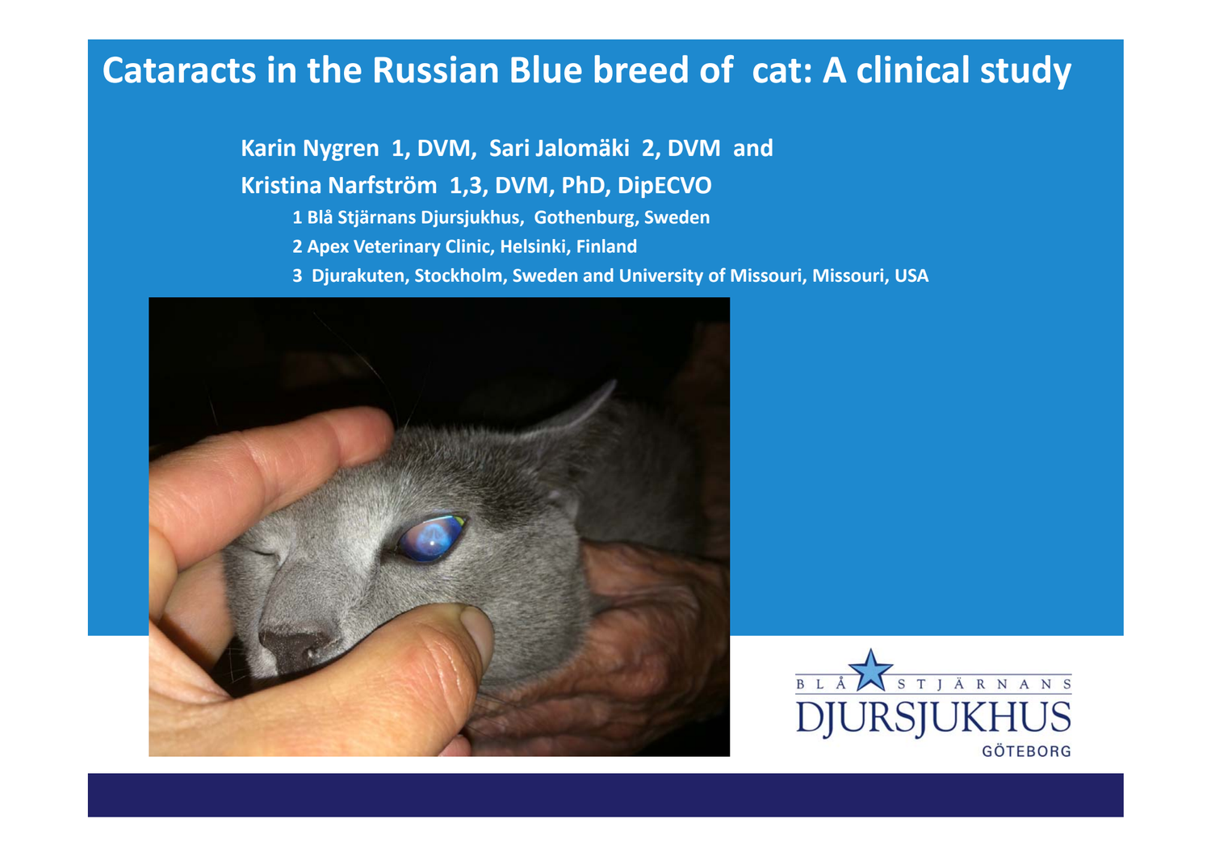# Cataracts in the Russian Blue breed of cat: A clinical study

**Karin Nygren [1], DVM, Sari Jalomäki [2], DVM and**

**Kristina Narfström [1,3], DVM, PhD, DipECVO**

1 Blå Stjärnans Djursjukhus, Gothenburg, Sweden

2 Apex Veterinary Clinic, Helsinki, Finland

3 Djurakuten, Stockholm, Sweden and University of Missouri, Missouri, USA

BLÅ STJÄRNANS DJURSJUKHUS GÖTEBORG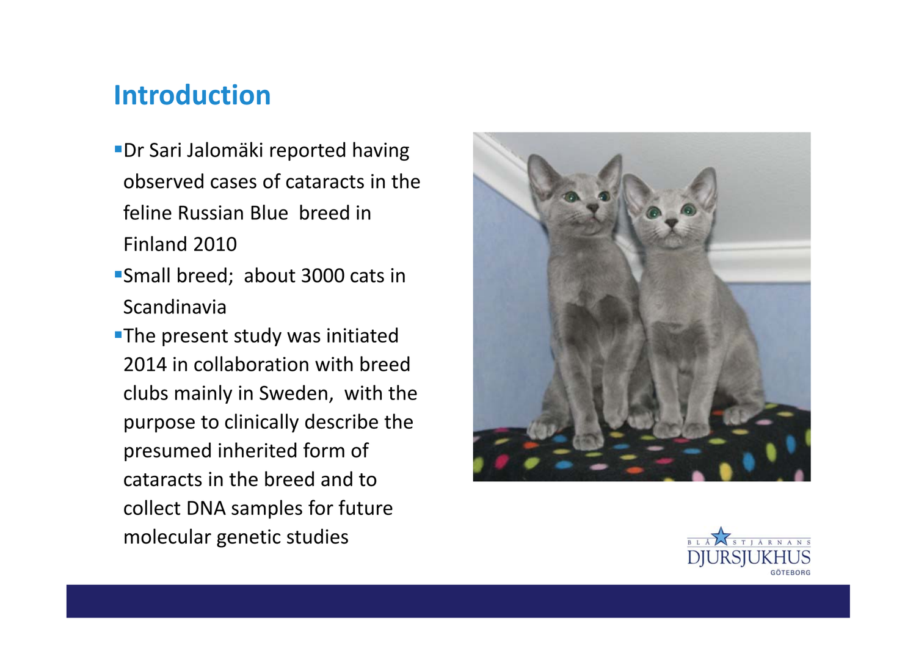# Introduction

- Dr Sari Jalomäki reported having observed cases of cataracts in the feline Russian Blue breed in Finland 2010
- Small breed; about 3000 cats in Scandinavia
- The present study was initiated 2014 in collaboration with breed clubs mainly in Sweden, with the purpose to clinically describe the presumed inherited form of cataracts in the breed and to collect DNA samples for future molecular genetic studies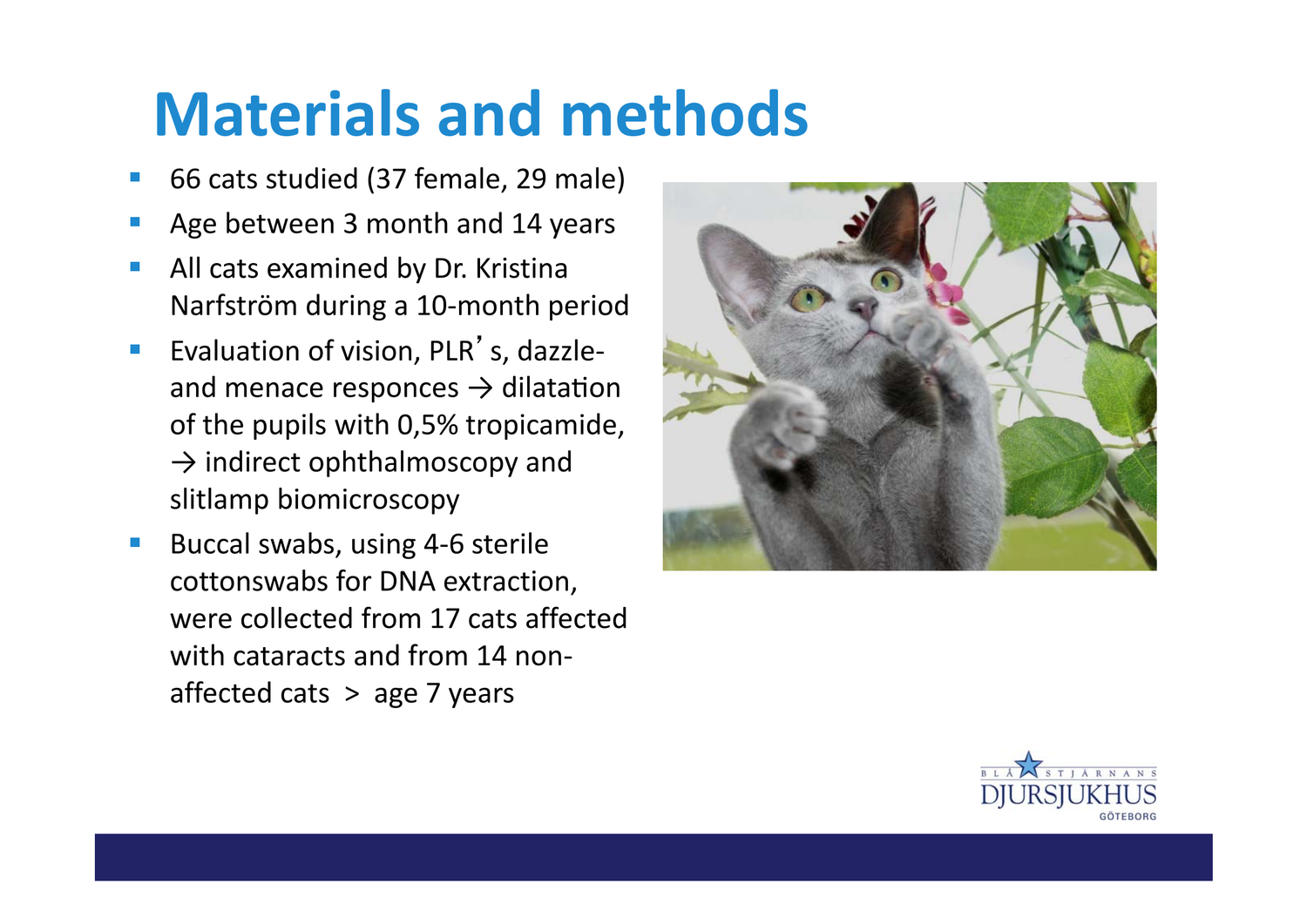# Materials and methods

- 66 cats studied (37 female, 29 male)
- Age between 3 month and 14 years
- All cats examined by Dr. Kristina Narfström during a 10-month period
- Evaluation of vision, PLR's, dazzle- and menace responces → dilatation of the pupils with 0,5% tropicamide, → indirect ophthalmoscopy and slitlamp biomicroscopy
- Buccal swabs, using 4-6 sterile cottonswabs for DNA extraction, were collected from 17 cats affected with cataracts and from 14 non-affected cats > age 7 years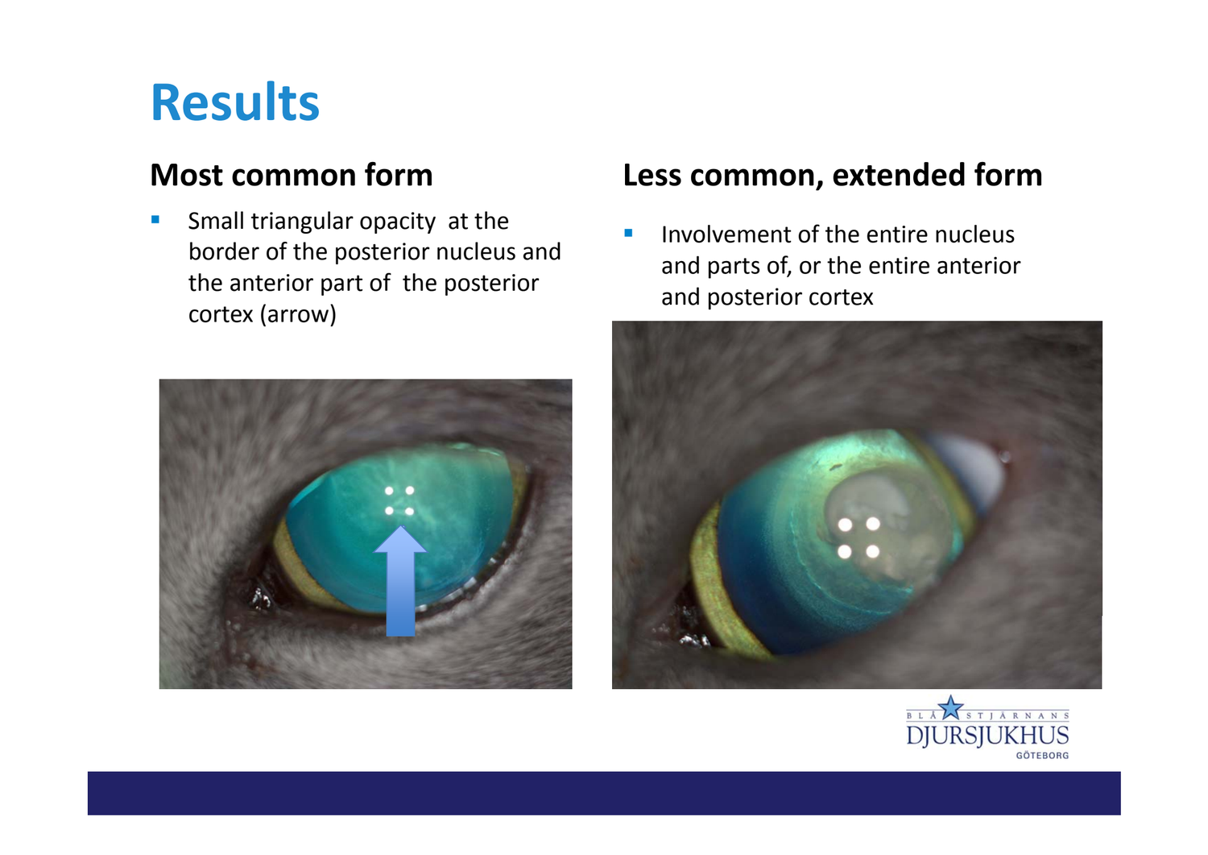# Results

## Most common form

- Small triangular opacity at the border of the posterior nucleus and the anterior part of the posterior cortex (arrow)

## Less common, extended form

- Involvement of the entire nucleus and parts of, or the entire anterior and posterior cortex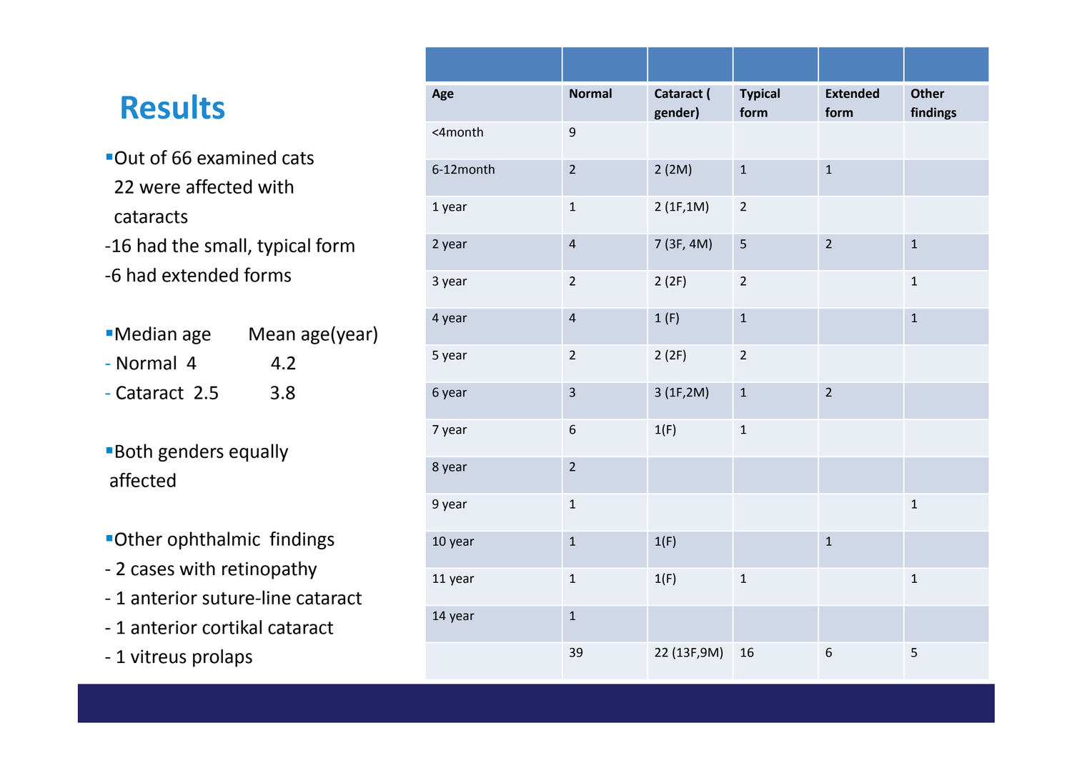## Results

- Out of 66 examined cats 22 were affected with cataracts
  - 16 had the small, typical form
  - 6 had extended forms

- Median age &nbsp;&nbsp;&nbsp;&nbsp; Mean age(year)
  - Normal 4 &nbsp;&nbsp;&nbsp;&nbsp; 4.2
  - Cataract 2.5 &nbsp;&nbsp;&nbsp;&nbsp; 3.8

- Both genders equally affected

- Other ophthalmic findings
  - 2 cases with retinopathy
  - 1 anterior suture-line cataract
  - 1 anterior cortikal cataract
  - 1 vitreus prolaps

| Age | Normal | Cataract ( gender) | Typical form | Extended form | Other findings |
|---|---|---|---|---|---|
| <4month | 9 | | | | |
| 6-12month | 2 | 2 (2M) | 1 | 1 | |
| 1 year | 1 | 2 (1F,1M) | 2 | | |
| 2 year | 4 | 7 (3F, 4M) | 5 | 2 | 1 |
| 3 year | 2 | 2 (2F) | 2 | | 1 |
| 4 year | 4 | 1 (F) | 1 | | 1 |
| 5 year | 2 | 2 (2F) | 2 | | |
| 6 year | 3 | 3 (1F,2M) | 1 | 2 | |
| 7 year | 6 | 1(F) | 1 | | |
| 8 year | 2 | | | | |
| 9 year | 1 | | | | 1 |
| 10 year | 1 | 1(F) | | 1 | |
| 11 year | 1 | 1(F) | 1 | | 1 |
| 14 year | 1 | | | | |
| | 39 | 22 (13F,9M) | 16 | 6 | 5 |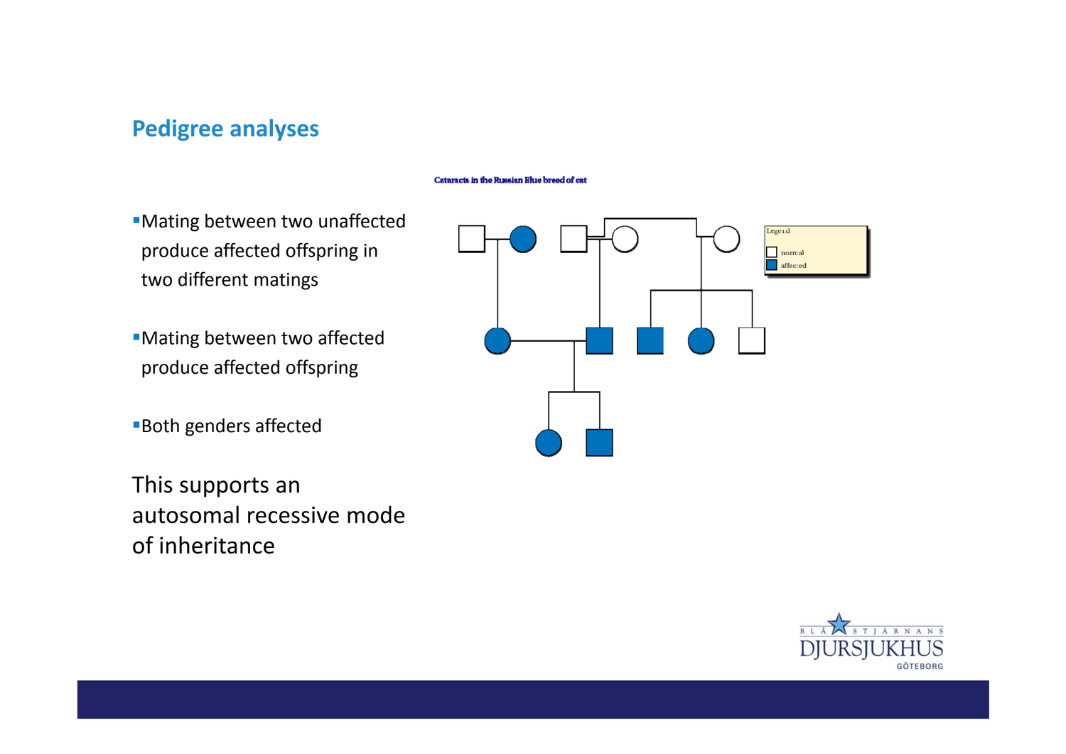## Pedigree analyses

- Mating between two unaffected produce affected offspring in two different matings
- Mating between two affected produce affected offspring
- Both genders affected

This supports an autosomal recessive mode of inheritance

Cataracts in the Russian Blue breed of cat

Legend

normal

affected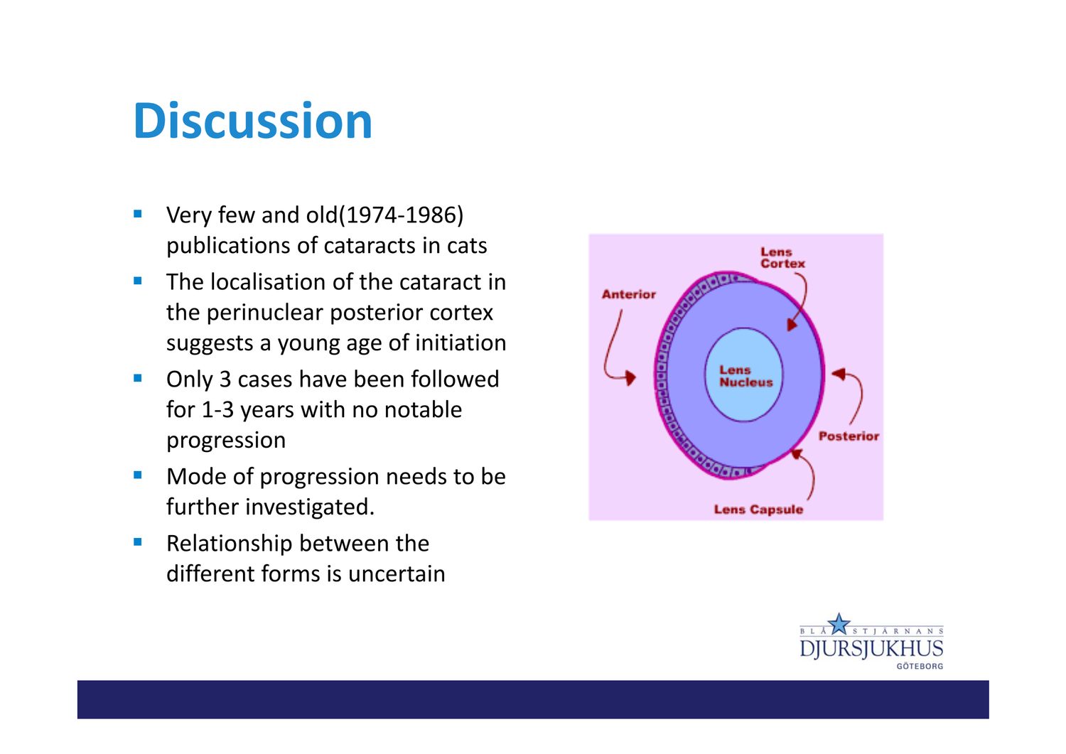# Discussion

- Very few and old(1974-1986) publications of cataracts in cats
- The localisation of the cataract in the perinuclear posterior cortex suggests a young age of initiation
- Only 3 cases have been followed for 1-3 years with no notable progression
- Mode of progression needs to be further investigated.
- Relationship between the different forms is uncertain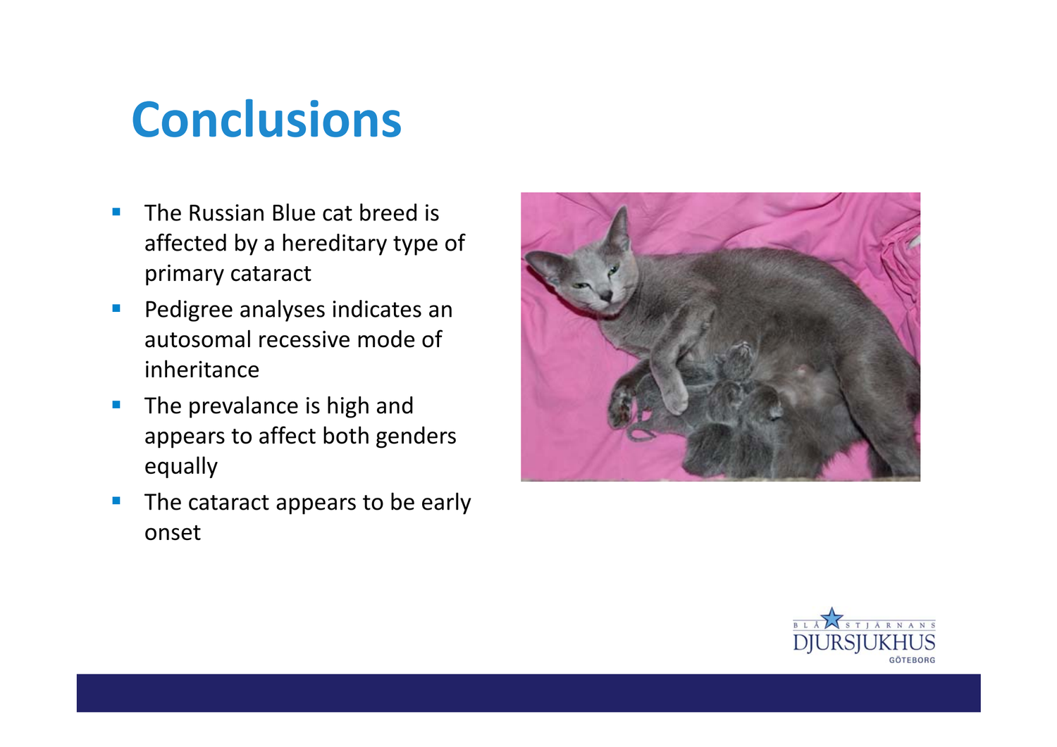# Conclusions

- The Russian Blue cat breed is affected by a hereditary type of primary cataract
- Pedigree analyses indicates an autosomal recessive mode of inheritance
- The prevalance is high and appears to affect both genders equally
- The cataract appears to be early onset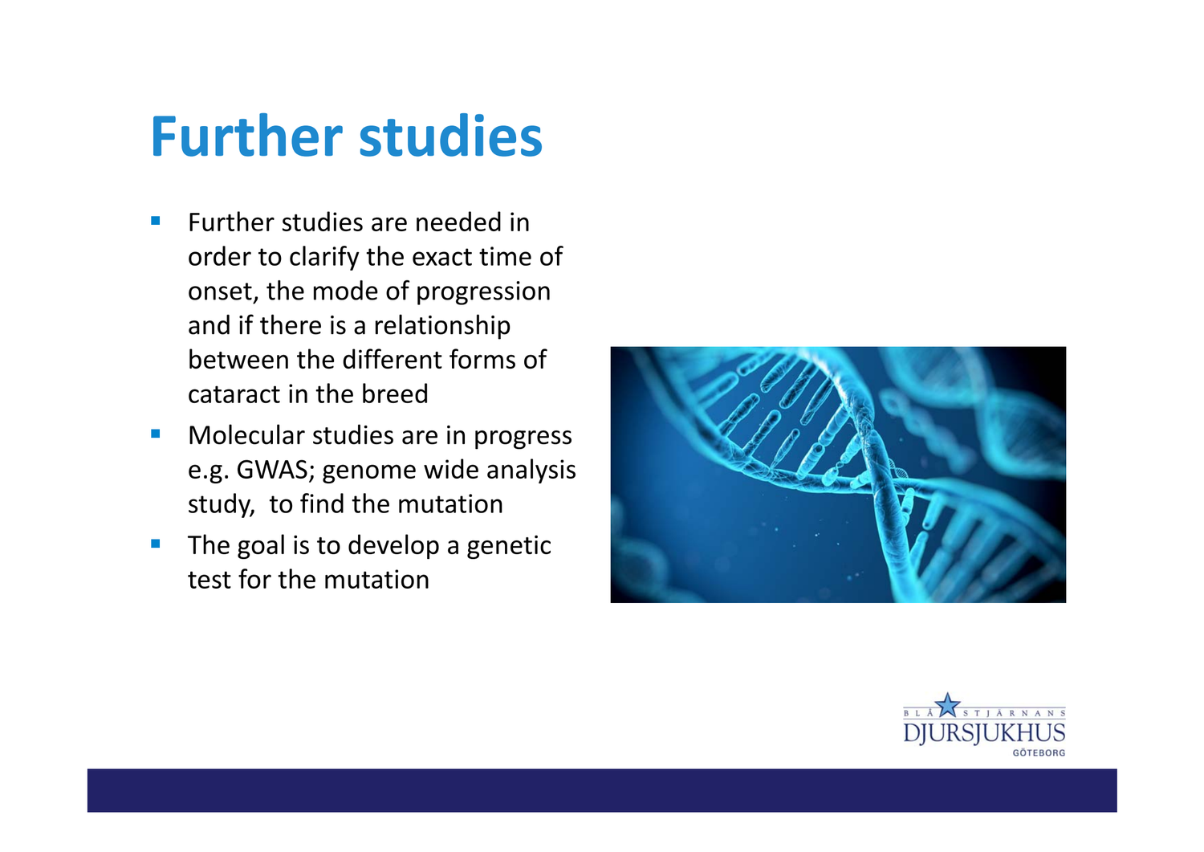# Further studies

- Further studies are needed in order to clarify the exact time of onset, the mode of progression and if there is a relationship between the different forms of cataract in the breed
- Molecular studies are in progress e.g. GWAS; genome wide analysis study, to find the mutation
- The goal is to develop a genetic test for the mutation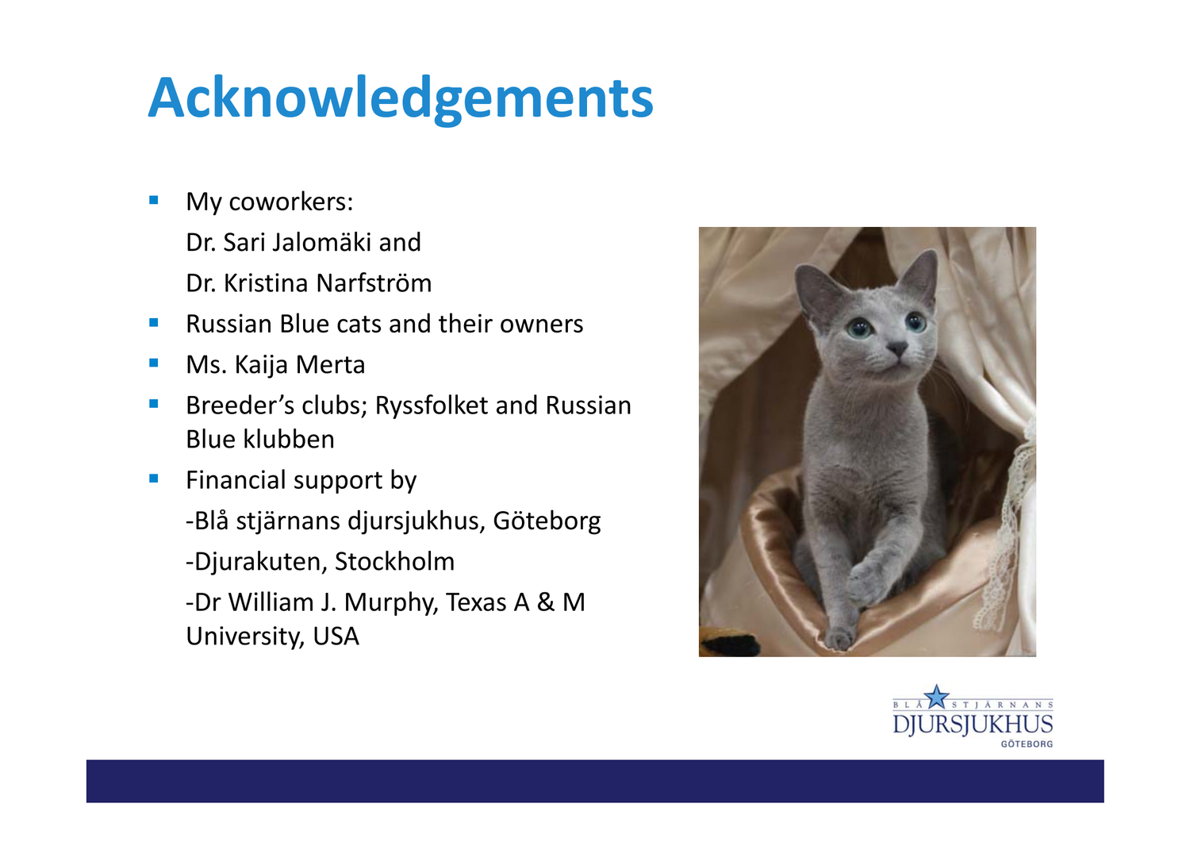# Acknowledgements

- My coworkers:
  Dr. Sari Jalomäki and
  Dr. Kristina Narfström
- Russian Blue cats and their owners
- Ms. Kaija Merta
- Breeder's clubs; Ryssfolket and Russian Blue klubben
- Financial support by
  -Blå stjärnans djursjukhus, Göteborg
  -Djurakuten, Stockholm
  -Dr William J. Murphy, Texas A & M University, USA